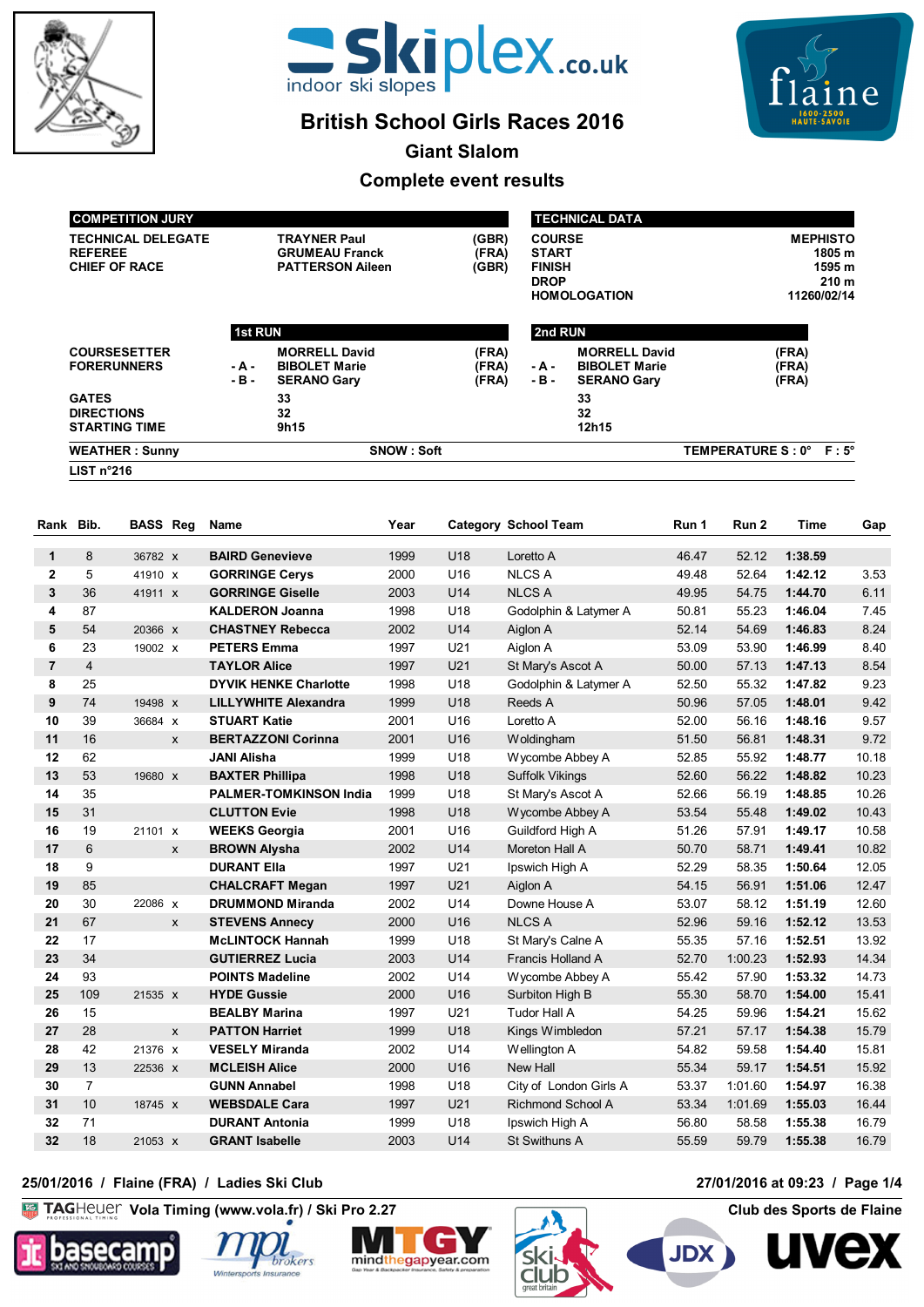# British School Girls Races 2016

## Giant Slalom

## Complete event results

| COMPETITION JURY | | |
|---|---|---|
| TECHNICAL DELEGATE | TRAYNER Paul | (GBR) |
| REFEREE | GRUMEAU Franck | (FRA) |
| CHIEF OF RACE | PATTERSON Aileen | (GBR) |

| TECHNICAL DATA | |
|---|---|
| COURSE | MEPHISTO |
| START | 1805 m |
| FINISH | 1595 m |
| DROP | 210 m |
| HOMOLOGATION | 11260/02/14 |

| | 1st RUN | | 2nd RUN | |
|---|---|---|---|---|
| COURSESETTER | MORRELL David | (FRA) | MORRELL David | (FRA) |
| FORERUNNERS | - A - BIBOLET Marie | (FRA) | - A - BIBOLET Marie | (FRA) |
| | - B - SERANO Gary | (FRA) | - B - SERANO Gary | (FRA) |
| GATES | 33 | | 33 | |
| DIRECTIONS | 32 | | 32 | |
| STARTING TIME | 9h15 | | 12h15 | |

WEATHER : Sunny — SNOW : Soft — TEMPERATURE S : 0° F : 5°

LIST n°216

| Rank | Bib. | BASS | Reg | Name | Year | Category | School Team | Run 1 | Run 2 | Time | Gap |
|---|---|---|---|---|---|---|---|---|---|---|---|
| 1 | 8 | 36782 | x | BAIRD Genevieve | 1999 | U18 | Loretto A | 46.47 | 52.12 | 1:38.59 | |
| 2 | 5 | 41910 | x | GORRINGE Cerys | 2000 | U16 | NLCS A | 49.48 | 52.64 | 1:42.12 | 3.53 |
| 3 | 36 | 41911 | x | GORRINGE Giselle | 2003 | U14 | NLCS A | 49.95 | 54.75 | 1:44.70 | 6.11 |
| 4 | 87 | | | KALDERON Joanna | 1998 | U18 | Godolphin & Latymer A | 50.81 | 55.23 | 1:46.04 | 7.45 |
| 5 | 54 | 20366 | x | CHASTNEY Rebecca | 2002 | U14 | Aiglon A | 52.14 | 54.69 | 1:46.83 | 8.24 |
| 6 | 23 | 19002 | x | PETERS Emma | 1997 | U21 | Aiglon A | 53.09 | 53.90 | 1:46.99 | 8.40 |
| 7 | 4 | | | TAYLOR Alice | 1997 | U21 | St Mary's Ascot A | 50.00 | 57.13 | 1:47.13 | 8.54 |
| 8 | 25 | | | DYVIK HENKE Charlotte | 1998 | U18 | Godolphin & Latymer A | 52.50 | 55.32 | 1:47.82 | 9.23 |
| 9 | 74 | 19498 | x | LILLYWHITE Alexandra | 1999 | U18 | Reeds A | 50.96 | 57.05 | 1:48.01 | 9.42 |
| 10 | 39 | 36684 | x | STUART Katie | 2001 | U16 | Loretto A | 52.00 | 56.16 | 1:48.16 | 9.57 |
| 11 | 16 | | x | BERTAZZONI Corinna | 2001 | U16 | Woldingham | 51.50 | 56.81 | 1:48.31 | 9.72 |
| 12 | 62 | | | JANI Alisha | 1999 | U18 | Wycombe Abbey A | 52.85 | 55.92 | 1:48.77 | 10.18 |
| 13 | 53 | 19680 | x | BAXTER Phillipa | 1998 | U18 | Suffolk Vikings | 52.60 | 56.22 | 1:48.82 | 10.23 |
| 14 | 35 | | | PALMER-TOMKINSON India | 1999 | U18 | St Mary's Ascot A | 52.66 | 56.19 | 1:48.85 | 10.26 |
| 15 | 31 | | | CLUTTON Evie | 1998 | U18 | Wycombe Abbey A | 53.54 | 55.48 | 1:49.02 | 10.43 |
| 16 | 19 | 21101 | x | WEEKS Georgia | 2001 | U16 | Guildford High A | 51.26 | 57.91 | 1:49.17 | 10.58 |
| 17 | 6 | | x | BROWN Alysha | 2002 | U14 | Moreton Hall A | 50.70 | 58.71 | 1:49.41 | 10.82 |
| 18 | 9 | | | DURANT Ella | 1997 | U21 | Ipswich High A | 52.29 | 58.35 | 1:50.64 | 12.05 |
| 19 | 85 | | | CHALCRAFT Megan | 1997 | U21 | Aiglon A | 54.15 | 56.91 | 1:51.06 | 12.47 |
| 20 | 30 | 22086 | x | DRUMMOND Miranda | 2002 | U14 | Downe House A | 53.07 | 58.12 | 1:51.19 | 12.60 |
| 21 | 67 | | x | STEVENS Annecy | 2000 | U16 | NLCS A | 52.96 | 59.16 | 1:52.12 | 13.53 |
| 22 | 17 | | | McLINTOCK Hannah | 1999 | U18 | St Mary's Calne A | 55.35 | 57.16 | 1:52.51 | 13.92 |
| 23 | 34 | | | GUTIERREZ Lucia | 2003 | U14 | Francis Holland A | 52.70 | 1:00.23 | 1:52.93 | 14.34 |
| 24 | 93 | | | POINTS Madeline | 2002 | U14 | Wycombe Abbey A | 55.42 | 57.90 | 1:53.32 | 14.73 |
| 25 | 109 | 21535 | x | HYDE Gussie | 2000 | U16 | Surbiton High B | 55.30 | 58.70 | 1:54.00 | 15.41 |
| 26 | 15 | | | BEALBY Marina | 1997 | U21 | Tudor Hall A | 54.25 | 59.96 | 1:54.21 | 15.62 |
| 27 | 28 | | x | PATTON Harriet | 1999 | U18 | Kings Wimbledon | 57.21 | 57.17 | 1:54.38 | 15.79 |
| 28 | 42 | 21376 | x | VESELY Miranda | 2002 | U14 | Wellington A | 54.82 | 59.58 | 1:54.40 | 15.81 |
| 29 | 13 | 22536 | x | MCLEISH Alice | 2000 | U16 | New Hall | 55.34 | 59.17 | 1:54.51 | 15.92 |
| 30 | 7 | | | GUNN Annabel | 1998 | U18 | City of London Girls A | 53.37 | 1:01.60 | 1:54.97 | 16.38 |
| 31 | 10 | 18745 | x | WEBSDALE Cara | 1997 | U21 | Richmond School A | 53.34 | 1:01.69 | 1:55.03 | 16.44 |
| 32 | 71 | | | DURANT Antonia | 1999 | U18 | Ipswich High A | 56.80 | 58.58 | 1:55.38 | 16.79 |
| 32 | 18 | 21053 | x | GRANT Isabelle | 2003 | U14 | St Swithuns A | 55.59 | 59.79 | 1:55.38 | 16.79 |

25/01/2016 / Flaine (FRA) / Ladies Ski Club — 27/01/2016 at 09:23

Vola Timing (www.vola.fr) / Ski Pro 2.27 — Club des Sports de Flaine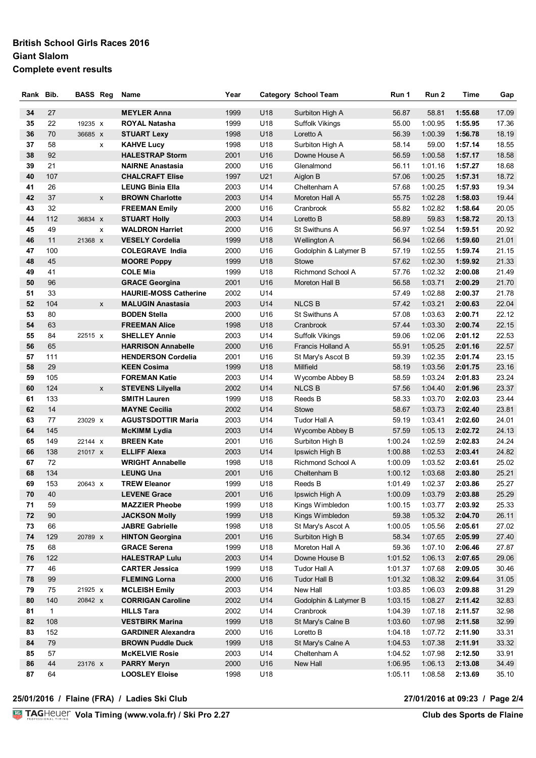**British School Girls Races 2016**

**Giant Slalom**

**Complete event results**

| Rank | Bib. | BASS | Reg | Name | Year | Category | School Team | Run 1 | Run 2 | Time | Gap |
|---|---|---|---|---|---|---|---|---|---|---|---|
| 34 | 27 | | | MEYLER Anna | 1999 | U18 | Surbiton High A | 56.87 | 58.81 | 1:55.68 | 17.09 |
| 35 | 22 | 19235 | x | ROYAL Natasha | 1999 | U18 | Suffolk Vikings | 55.00 | 1:00.95 | 1:55.95 | 17.36 |
| 36 | 70 | 36685 | x | STUART Lexy | 1998 | U18 | Loretto A | 56.39 | 1:00.39 | 1:56.78 | 18.19 |
| 37 | 58 | | x | KAHVE Lucy | 1998 | U18 | Surbiton High A | 58.14 | 59.00 | 1:57.14 | 18.55 |
| 38 | 92 | | | HALESTRAP Storm | 2001 | U16 | Downe House A | 56.59 | 1:00.58 | 1:57.17 | 18.58 |
| 39 | 21 | | | NAIRNE Anastasia | 2000 | U16 | Glenalmond | 56.11 | 1:01.16 | 1:57.27 | 18.68 |
| 40 | 107 | | | CHALCRAFT Elise | 1997 | U21 | Aiglon B | 57.06 | 1:00.25 | 1:57.31 | 18.72 |
| 41 | 26 | | | LEUNG Binia Ella | 2003 | U14 | Cheltenham A | 57.68 | 1:00.25 | 1:57.93 | 19.34 |
| 42 | 37 | | x | BROWN Charlotte | 2003 | U14 | Moreton Hall A | 55.75 | 1:02.28 | 1:58.03 | 19.44 |
| 43 | 32 | | | FREEMAN Emily | 2000 | U16 | Cranbrook | 55.82 | 1:02.82 | 1:58.64 | 20.05 |
| 44 | 112 | 36834 | x | STUART Holly | 2003 | U14 | Loretto B | 58.89 | 59.83 | 1:58.72 | 20.13 |
| 45 | 49 | | x | WALDRON Harriet | 2000 | U16 | St Swithuns A | 56.97 | 1:02.54 | 1:59.51 | 20.92 |
| 46 | 11 | 21368 | x | VESELY Cordelia | 1999 | U18 | Wellington A | 56.94 | 1:02.66 | 1:59.60 | 21.01 |
| 47 | 100 | | | COLEGRAVE India | 2000 | U16 | Godolphin & Latymer B | 57.19 | 1:02.55 | 1:59.74 | 21.15 |
| 48 | 45 | | | MOORE Poppy | 1999 | U18 | Stowe | 57.62 | 1:02.30 | 1:59.92 | 21.33 |
| 49 | 41 | | | COLE Mia | 1999 | U18 | Richmond School A | 57.76 | 1:02.32 | 2:00.08 | 21.49 |
| 50 | 96 | | | GRACE Georgina | 2001 | U16 | Moreton Hall B | 56.58 | 1:03.71 | 2:00.29 | 21.70 |
| 51 | 33 | | | HAURIE-MOSS Catherine | 2002 | U14 | | 57.49 | 1:02.88 | 2:00.37 | 21.78 |
| 52 | 104 | | x | MALUGIN Anastasia | 2003 | U14 | NLCS B | 57.42 | 1:03.21 | 2:00.63 | 22.04 |
| 53 | 80 | | | BODEN Stella | 2000 | U16 | St Swithuns A | 57.08 | 1:03.63 | 2:00.71 | 22.12 |
| 54 | 63 | | | FREEMAN Alice | 1998 | U18 | Cranbrook | 57.44 | 1:03.30 | 2:00.74 | 22.15 |
| 55 | 84 | 22515 | x | SHELLEY Annie | 2003 | U14 | Suffolk Vikings | 59.06 | 1:02.06 | 2:01.12 | 22.53 |
| 56 | 65 | | | HARRISON Annabelle | 2000 | U16 | Francis Holland A | 55.91 | 1:05.25 | 2:01.16 | 22.57 |
| 57 | 111 | | | HENDERSON Cordelia | 2001 | U16 | St Mary's Ascot B | 59.39 | 1:02.35 | 2:01.74 | 23.15 |
| 58 | 29 | | | KEEN Cosima | 1999 | U18 | Millfield | 58.19 | 1:03.56 | 2:01.75 | 23.16 |
| 59 | 105 | | | FOREMAN Katie | 2003 | U14 | Wycombe Abbey B | 58.59 | 1:03.24 | 2:01.83 | 23.24 |
| 60 | 124 | | x | STEVENS Lilyella | 2002 | U14 | NLCS B | 57.56 | 1:04.40 | 2:01.96 | 23.37 |
| 61 | 133 | | | SMITH Lauren | 1999 | U18 | Reeds B | 58.33 | 1:03.70 | 2:02.03 | 23.44 |
| 62 | 14 | | | MAYNE Cecilia | 2002 | U14 | Stowe | 58.67 | 1:03.73 | 2:02.40 | 23.81 |
| 63 | 77 | 23029 | x | AGUSTSDOTTIR Maria | 2003 | U14 | Tudor Hall A | 59.19 | 1:03.41 | 2:02.60 | 24.01 |
| 64 | 145 | | | McKIMM Lydia | 2003 | U14 | Wycombe Abbey B | 57.59 | 1:05.13 | 2:02.72 | 24.13 |
| 65 | 149 | 22144 | x | BREEN Kate | 2001 | U16 | Surbiton High B | 1:00.24 | 1:02.59 | 2:02.83 | 24.24 |
| 66 | 138 | 21017 | x | ELLIFF Alexa | 2003 | U14 | Ipswich High B | 1:00.88 | 1:02.53 | 2:03.41 | 24.82 |
| 67 | 72 | | | WRIGHT Annabelle | 1998 | U18 | Richmond School A | 1:00.09 | 1:03.52 | 2:03.61 | 25.02 |
| 68 | 134 | | | LEUNG Una | 2001 | U16 | Cheltenham B | 1:00.12 | 1:03.68 | 2:03.80 | 25.21 |
| 69 | 153 | 20643 | x | TREW Eleanor | 1999 | U18 | Reeds B | 1:01.49 | 1:02.37 | 2:03.86 | 25.27 |
| 70 | 40 | | | LEVENE Grace | 2001 | U16 | Ipswich High A | 1:00.09 | 1:03.79 | 2:03.88 | 25.29 |
| 71 | 59 | | | MAZZIER Pheobe | 1999 | U18 | Kings Wimbledon | 1:00.15 | 1:03.77 | 2:03.92 | 25.33 |
| 72 | 90 | | | JACKSON Molly | 1999 | U18 | Kings Wimbledon | 59.38 | 1:05.32 | 2:04.70 | 26.11 |
| 73 | 66 | | | JABRE Gabrielle | 1998 | U18 | St Mary's Ascot A | 1:00.05 | 1:05.56 | 2:05.61 | 27.02 |
| 74 | 129 | 20789 | x | HINTON Georgina | 2001 | U16 | Surbiton High B | 58.34 | 1:07.65 | 2:05.99 | 27.40 |
| 75 | 68 | | | GRACE Serena | 1999 | U18 | Moreton Hall A | 59.36 | 1:07.10 | 2:06.46 | 27.87 |
| 76 | 122 | | | HALESTRAP Lulu | 2003 | U14 | Downe House B | 1:01.52 | 1:06.13 | 2:07.65 | 29.06 |
| 77 | 46 | | | CARTER Jessica | 1999 | U18 | Tudor Hall A | 1:01.37 | 1:07.68 | 2:09.05 | 30.46 |
| 78 | 99 | | | FLEMING Lorna | 2000 | U16 | Tudor Hall B | 1:01.32 | 1:08.32 | 2:09.64 | 31.05 |
| 79 | 75 | 21925 | x | MCLEISH Emily | 2003 | U14 | New Hall | 1:03.85 | 1:06.03 | 2:09.88 | 31.29 |
| 80 | 140 | 20842 | x | CORRIGAN Caroline | 2002 | U14 | Godolphin & Latymer B | 1:03.15 | 1:08.27 | 2:11.42 | 32.83 |
| 81 | 1 | | | HILLS Tara | 2002 | U14 | Cranbrook | 1:04.39 | 1:07.18 | 2:11.57 | 32.98 |
| 82 | 108 | | | VESTBIRK Marina | 1999 | U18 | St Mary's Calne B | 1:03.60 | 1:07.98 | 2:11.58 | 32.99 |
| 83 | 152 | | | GARDINER Alexandra | 2000 | U16 | Loretto B | 1:04.18 | 1:07.72 | 2:11.90 | 33.31 |
| 84 | 79 | | | BROWN Puddle Duck | 1999 | U18 | St Mary's Calne A | 1:04.53 | 1:07.38 | 2:11.91 | 33.32 |
| 85 | 57 | | | McKELVIE Rosie | 2003 | U14 | Cheltenham A | 1:04.52 | 1:07.98 | 2:12.50 | 33.91 |
| 86 | 44 | 23176 | x | PARRY Meryn | 2000 | U16 | New Hall | 1:06.95 | 1:06.13 | 2:13.08 | 34.49 |
| 87 | 64 | | | LOOSLEY Eloise | 1998 | U18 | | 1:05.11 | 1:08.58 | 2:13.69 | 35.10 |

**25/01/2016 / Flaine (FRA) / Ladies Ski Club**

**27/01/2016 at 09:23**

Vola Timing (www.vola.fr) / Ski Pro 2.27

**Club des Sports de Flaine**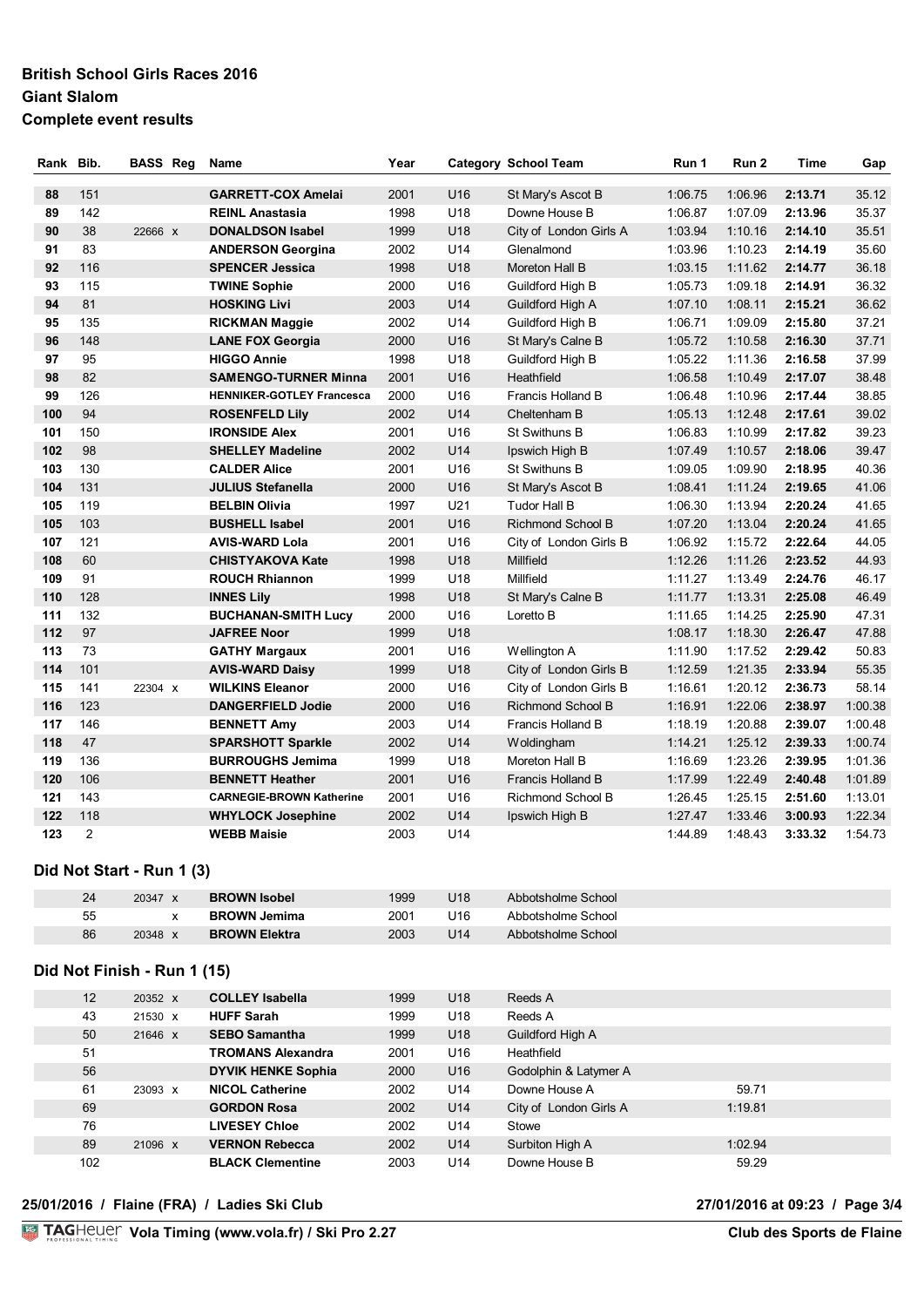## British School Girls Races 2016
## Giant Slalom
## Complete event results

| Rank | Bib. | BASS | Reg | Name | Year | Category | School Team | Run 1 | Run 2 | Time | Gap |
|---|---|---|---|---|---|---|---|---|---|---|---|
| 88 | 151 | | | **GARRETT-COX Amelai** | 2001 | U16 | St Mary's Ascot B | 1:06.75 | 1:06.96 | **2:13.71** | 35.12 |
| 89 | 142 | | | **REINL Anastasia** | 1998 | U18 | Downe House B | 1:06.87 | 1:07.09 | **2:13.96** | 35.37 |
| 90 | 38 | 22666 | x | **DONALDSON Isabel** | 1999 | U18 | City of London Girls A | 1:03.94 | 1:10.16 | **2:14.10** | 35.51 |
| 91 | 83 | | | **ANDERSON Georgina** | 2002 | U14 | Glenalmond | 1:03.96 | 1:10.23 | **2:14.19** | 35.60 |
| 92 | 116 | | | **SPENCER Jessica** | 1998 | U18 | Moreton Hall B | 1:03.15 | 1:11.62 | **2:14.77** | 36.18 |
| 93 | 115 | | | **TWINE Sophie** | 2000 | U16 | Guildford High B | 1:05.73 | 1:09.18 | **2:14.91** | 36.32 |
| 94 | 81 | | | **HOSKING Livi** | 2003 | U14 | Guildford High A | 1:07.10 | 1:08.11 | **2:15.21** | 36.62 |
| 95 | 135 | | | **RICKMAN Maggie** | 2002 | U14 | Guildford High B | 1:06.71 | 1:09.09 | **2:15.80** | 37.21 |
| 96 | 148 | | | **LANE FOX Georgia** | 2000 | U16 | St Mary's Calne B | 1:05.72 | 1:10.58 | **2:16.30** | 37.71 |
| 97 | 95 | | | **HIGGO Annie** | 1998 | U18 | Guildford High B | 1:05.22 | 1:11.36 | **2:16.58** | 37.99 |
| 98 | 82 | | | **SAMENGO-TURNER Minna** | 2001 | U16 | Heathfield | 1:06.58 | 1:10.49 | **2:17.07** | 38.48 |
| 99 | 126 | | | **HENNIKER-GOTLEY Francesca** | 2000 | U16 | Francis Holland B | 1:06.48 | 1:10.96 | **2:17.44** | 38.85 |
| 100 | 94 | | | **ROSENFELD Lily** | 2002 | U14 | Cheltenham B | 1:05.13 | 1:12.48 | **2:17.61** | 39.02 |
| 101 | 150 | | | **IRONSIDE Alex** | 2001 | U16 | St Swithuns B | 1:06.83 | 1:10.99 | **2:17.82** | 39.23 |
| 102 | 98 | | | **SHELLEY Madeline** | 2002 | U14 | Ipswich High B | 1:07.49 | 1:10.57 | **2:18.06** | 39.47 |
| 103 | 130 | | | **CALDER Alice** | 2001 | U16 | St Swithuns B | 1:09.05 | 1:09.90 | **2:18.95** | 40.36 |
| 104 | 131 | | | **JULIUS Stefanella** | 2000 | U16 | St Mary's Ascot B | 1:08.41 | 1:11.24 | **2:19.65** | 41.06 |
| 105 | 119 | | | **BELBIN Olivia** | 1997 | U21 | Tudor Hall B | 1:06.30 | 1:13.94 | **2:20.24** | 41.65 |
| 105 | 103 | | | **BUSHELL Isabel** | 2001 | U16 | Richmond School B | 1:07.20 | 1:13.04 | **2:20.24** | 41.65 |
| 107 | 121 | | | **AVIS-WARD Lola** | 2001 | U16 | City of London Girls B | 1:06.92 | 1:15.72 | **2:22.64** | 44.05 |
| 108 | 60 | | | **CHISTYAKOVA Kate** | 1998 | U18 | Millfield | 1:12.26 | 1:11.26 | **2:23.52** | 44.93 |
| 109 | 91 | | | **ROUCH Rhiannon** | 1999 | U18 | Millfield | 1:11.27 | 1:13.49 | **2:24.76** | 46.17 |
| 110 | 128 | | | **INNES Lily** | 1998 | U18 | St Mary's Calne B | 1:11.77 | 1:13.31 | **2:25.08** | 46.49 |
| 111 | 132 | | | **BUCHANAN-SMITH Lucy** | 2000 | U16 | Loretto B | 1:11.65 | 1:14.25 | **2:25.90** | 47.31 |
| 112 | 97 | | | **JAFREE Noor** | 1999 | U18 | | 1:08.17 | 1:18.30 | **2:26.47** | 47.88 |
| 113 | 73 | | | **GATHY Margaux** | 2001 | U16 | Wellington A | 1:11.90 | 1:17.52 | **2:29.42** | 50.83 |
| 114 | 101 | | | **AVIS-WARD Daisy** | 1999 | U18 | City of London Girls B | 1:12.59 | 1:21.35 | **2:33.94** | 55.35 |
| 115 | 141 | 22304 | x | **WILKINS Eleanor** | 2000 | U16 | City of London Girls B | 1:16.61 | 1:20.12 | **2:36.73** | 58.14 |
| 116 | 123 | | | **DANGERFIELD Jodie** | 2000 | U16 | Richmond School B | 1:16.91 | 1:22.06 | **2:38.97** | 1:00.38 |
| 117 | 146 | | | **BENNETT Amy** | 2003 | U14 | Francis Holland B | 1:18.19 | 1:20.88 | **2:39.07** | 1:00.48 |
| 118 | 47 | | | **SPARSHOTT Sparkle** | 2002 | U14 | Woldingham | 1:14.21 | 1:25.12 | **2:39.33** | 1:00.74 |
| 119 | 136 | | | **BURROUGHS Jemima** | 1999 | U18 | Moreton Hall B | 1:16.69 | 1:23.26 | **2:39.95** | 1:01.36 |
| 120 | 106 | | | **BENNETT Heather** | 2001 | U16 | Francis Holland B | 1:17.99 | 1:22.49 | **2:40.48** | 1:01.89 |
| 121 | 143 | | | **CARNEGIE-BROWN Katherine** | 2001 | U16 | Richmond School B | 1:26.45 | 1:25.15 | **2:51.60** | 1:13.01 |
| 122 | 118 | | | **WHYLOCK Josephine** | 2002 | U14 | Ipswich High B | 1:27.47 | 1:33.46 | **3:00.93** | 1:22.34 |
| 123 | 2 | | | **WEBB Maisie** | 2003 | U14 | | 1:44.89 | 1:48.43 | **3:33.32** | 1:54.73 |

### Did Not Start - Run 1 (3)

| Bib. | BASS | Reg | Name | Year | Category | School Team |
|---|---|---|---|---|---|---|
| 24 | 20347 | x | **BROWN Isobel** | 1999 | U18 | Abbotsholme School |
| 55 | | x | **BROWN Jemima** | 2001 | U16 | Abbotsholme School |
| 86 | 20348 | x | **BROWN Elektra** | 2003 | U14 | Abbotsholme School |

### Did Not Finish - Run 1 (15)

| Bib. | BASS | Reg | Name | Year | Category | School Team | Run 1 |
|---|---|---|---|---|---|---|---|
| 12 | 20352 | x | **COLLEY Isabella** | 1999 | U18 | Reeds A | |
| 43 | 21530 | x | **HUFF Sarah** | 1999 | U18 | Reeds A | |
| 50 | 21646 | x | **SEBO Samantha** | 1999 | U18 | Guildford High A | |
| 51 | | | **TROMANS Alexandra** | 2001 | U16 | Heathfield | |
| 56 | | | **DYVIK HENKE Sophia** | 2000 | U16 | Godolphin & Latymer A | |
| 61 | 23093 | x | **NICOL Catherine** | 2002 | U14 | Downe House A | 59.71 |
| 69 | | | **GORDON Rosa** | 2002 | U14 | City of London Girls A | 1:19.81 |
| 76 | | | **LIVESEY Chloe** | 2002 | U14 | Stowe | |
| 89 | 21096 | x | **VERNON Rebecca** | 2002 | U14 | Surbiton High A | 1:02.94 |
| 102 | | | **BLACK Clementine** | 2003 | U14 | Downe House B | 59.29 |

**25/01/2016 / Flaine (FRA) / Ladies Ski Club** **27/01/2016 at 09:23**

**Vola Timing (www.vola.fr) / Ski Pro 2.27** **Club des Sports de Flaine**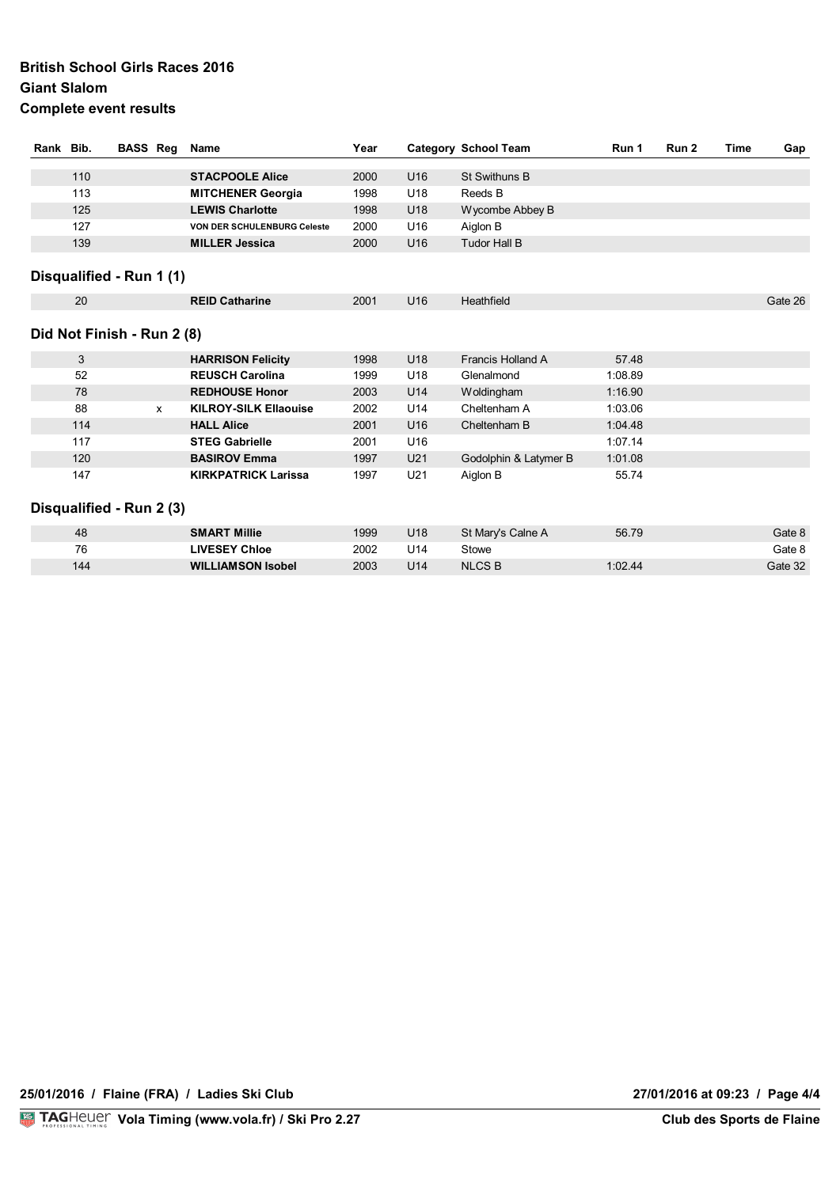# British School Girls Races 2016
## Giant Slalom
### Complete event results

| Rank | Bib. | BASS | Reg | Name | Year | Category | School Team | Run 1 | Run 2 | Time | Gap |
|---|---|---|---|---|---|---|---|---|---|---|---|
| | 110 | | | **STACPOOLE Alice** | 2000 | U16 | St Swithuns B | | | | |
| | 113 | | | **MITCHENER Georgia** | 1998 | U18 | Reeds B | | | | |
| | 125 | | | **LEWIS Charlotte** | 1998 | U18 | Wycombe Abbey B | | | | |
| | 127 | | | **VON DER SCHULENBURG Celeste** | 2000 | U16 | Aiglon B | | | | |
| | 139 | | | **MILLER Jessica** | 2000 | U16 | Tudor Hall B | | | | |

## Disqualified - Run 1 (1)

| Rank | Bib. | BASS | Reg | Name | Year | Category | School Team | Run 1 | Run 2 | Time | Gap |
|---|---|---|---|---|---|---|---|---|---|---|---|
| | 20 | | | **REID Catharine** | 2001 | U16 | Heathfield | | | | Gate 26 |

## Did Not Finish - Run 2 (8)

| Rank | Bib. | BASS | Reg | Name | Year | Category | School Team | Run 1 | Run 2 | Time | Gap |
|---|---|---|---|---|---|---|---|---|---|---|---|
| | 3 | | | **HARRISON Felicity** | 1998 | U18 | Francis Holland A | 57.48 | | | |
| | 52 | | | **REUSCH Carolina** | 1999 | U18 | Glenalmond | 1:08.89 | | | |
| | 78 | | | **REDHOUSE Honor** | 2003 | U14 | Woldingham | 1:16.90 | | | |
| | 88 | | x | **KILROY-SILK Ellaouise** | 2002 | U14 | Cheltenham A | 1:03.06 | | | |
| | 114 | | | **HALL Alice** | 2001 | U16 | Cheltenham B | 1:04.48 | | | |
| | 117 | | | **STEG Gabrielle** | 2001 | U16 | | 1:07.14 | | | |
| | 120 | | | **BASIROV Emma** | 1997 | U21 | Godolphin & Latymer B | 1:01.08 | | | |
| | 147 | | | **KIRKPATRICK Larissa** | 1997 | U21 | Aiglon B | 55.74 | | | |

## Disqualified - Run 2 (3)

| Rank | Bib. | BASS | Reg | Name | Year | Category | School Team | Run 1 | Run 2 | Time | Gap |
|---|---|---|---|---|---|---|---|---|---|---|---|
| | 48 | | | **SMART Millie** | 1999 | U18 | St Mary's Calne A | 56.79 | | | Gate 8 |
| | 76 | | | **LIVESEY Chloe** | 2002 | U14 | Stowe | | | | Gate 8 |
| | 144 | | | **WILLIAMSON Isobel** | 2003 | U14 | NLCS B | 1:02.44 | | | Gate 32 |

**25/01/2016 / Flaine (FRA) / Ladies Ski Club** **27/01/2016 at 09:23**

TAGHeuer **Vola Timing (www.vola.fr) / Ski Pro 2.27** **Club des Sports de Flaine**